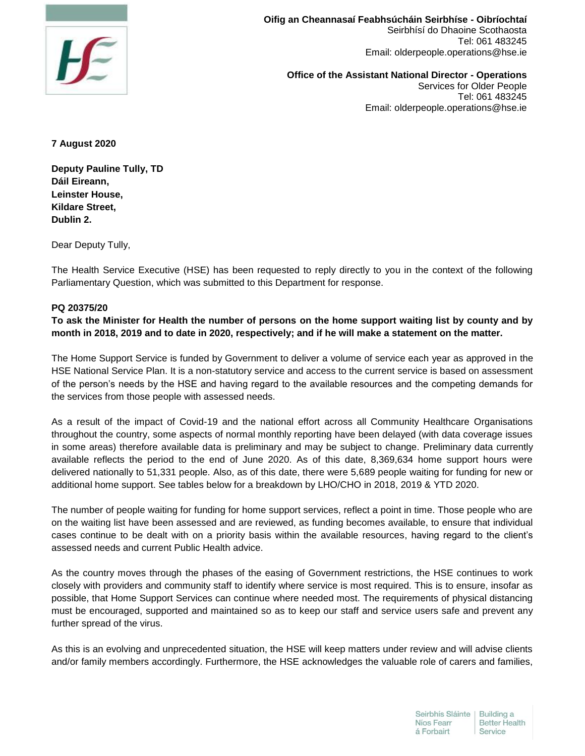**Oifig an Cheannasaí Feabhsúcháin Seirbhíse - Oibríochtaí**
Seirbhísí do Dhaoine Scothaosta
Tel: 061 483245
Email: olderpeople.operations@hse.ie

**Office of the Assistant National Director - Operations**
Services for Older People
Tel: 061 483245
Email: olderpeople.operations@hse.ie

**7 August 2020**

**Deputy Pauline Tully, TD**
**Dáil Eireann,**
**Leinster House,**
**Kildare Street,**
**Dublin 2.**

Dear Deputy Tully,

The Health Service Executive (HSE) has been requested to reply directly to you in the context of the following Parliamentary Question, which was submitted to this Department for response.

**PQ 20375/20**
**To ask the Minister for Health the number of persons on the home support waiting list by county and by month in 2018, 2019 and to date in 2020, respectively; and if he will make a statement on the matter.**

The Home Support Service is funded by Government to deliver a volume of service each year as approved in the HSE National Service Plan. It is a non-statutory service and access to the current service is based on assessment of the person's needs by the HSE and having regard to the available resources and the competing demands for the services from those people with assessed needs.

As a result of the impact of Covid-19 and the national effort across all Community Healthcare Organisations throughout the country, some aspects of normal monthly reporting have been delayed (with data coverage issues in some areas) therefore available data is preliminary and may be subject to change. Preliminary data currently available reflects the period to the end of June 2020. As of this date, 8,369,634 home support hours were delivered nationally to 51,331 people. Also, as of this date, there were 5,689 people waiting for funding for new or additional home support. See tables below for a breakdown by LHO/CHO in 2018, 2019 & YTD 2020.

The number of people waiting for funding for home support services, reflect a point in time. Those people who are on the waiting list have been assessed and are reviewed, as funding becomes available, to ensure that individual cases continue to be dealt with on a priority basis within the available resources, having regard to the client's assessed needs and current Public Health advice.

As the country moves through the phases of the easing of Government restrictions, the HSE continues to work closely with providers and community staff to identify where service is most required. This is to ensure, insofar as possible, that Home Support Services can continue where needed most. The requirements of physical distancing must be encouraged, supported and maintained so as to keep our staff and service users safe and prevent any further spread of the virus.

As this is an evolving and unprecedented situation, the HSE will keep matters under review and will advise clients and/or family members accordingly. Furthermore, the HSE acknowledges the valuable role of carers and families,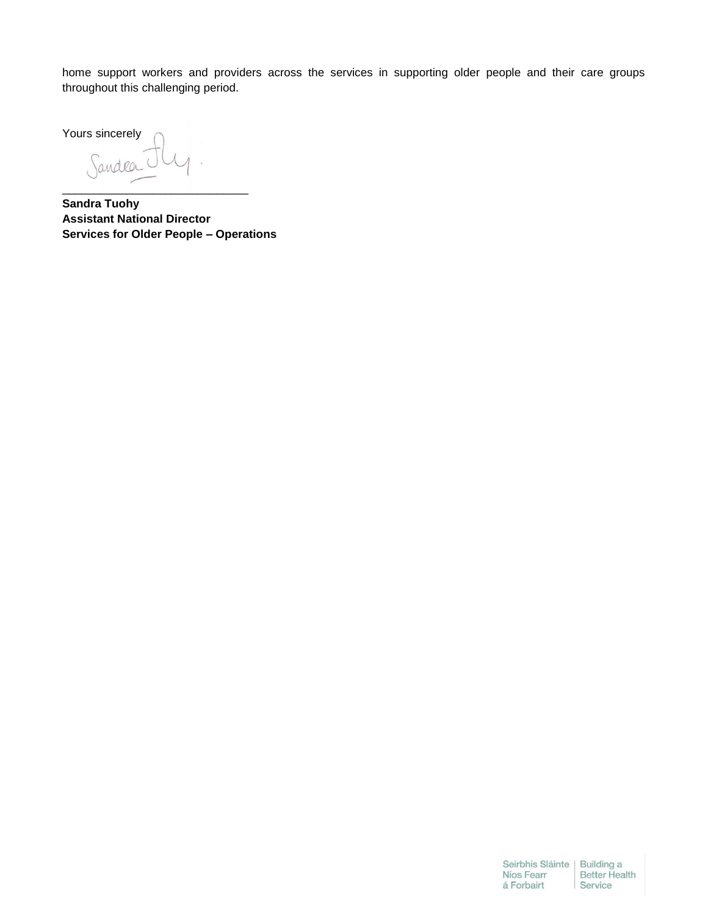home support workers and providers across the services in supporting older people and their care groups throughout this challenging period.

Yours sincerely

\_\_\_\_\_\_\_\_\_\_\_\_\_\_\_\_\_\_\_\_\_\_\_\_\_\_\_\_\_\_

**Sandra Tuohy**
**Assistant National Director**
**Services for Older People – Operations**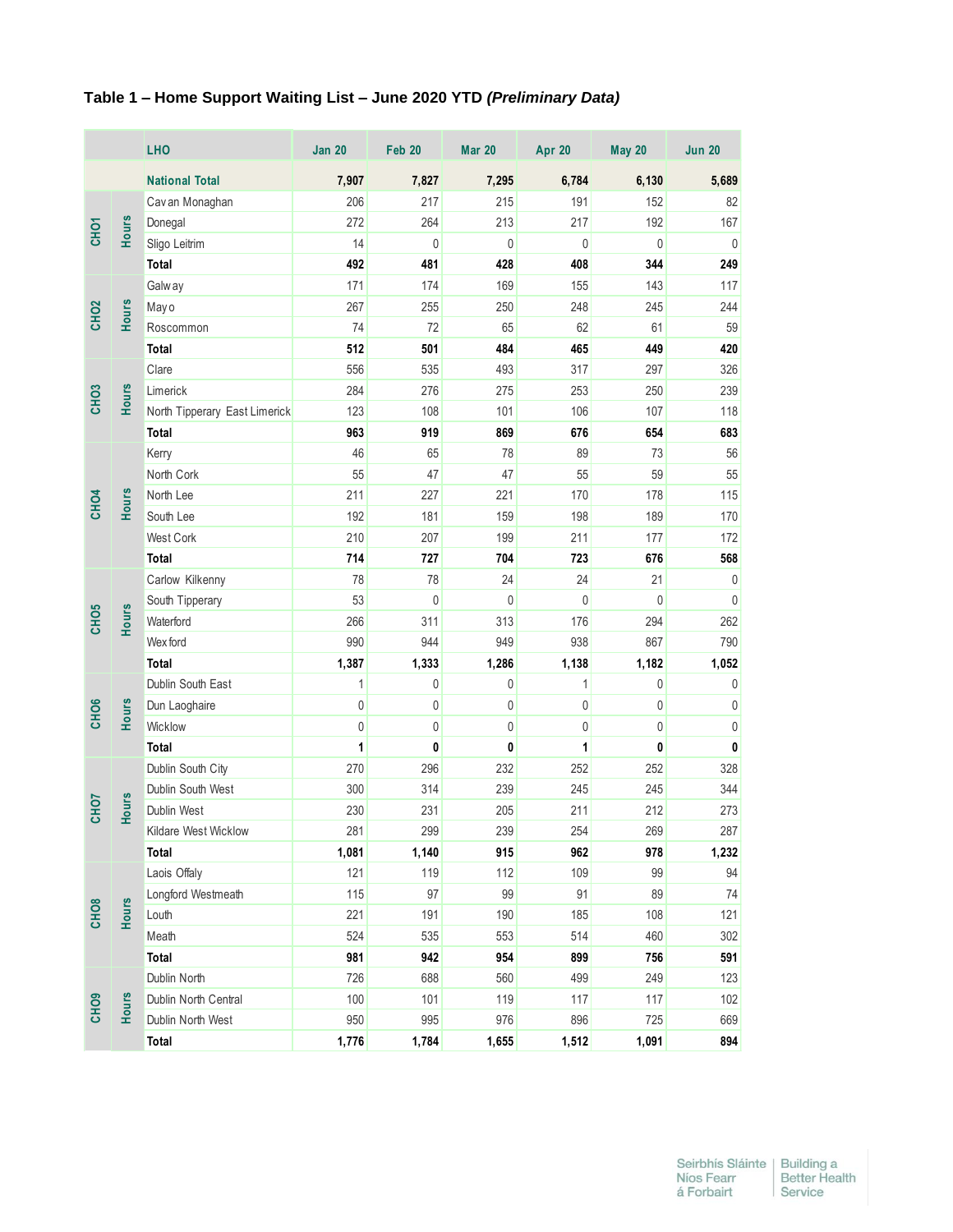### Table 1 – Home Support Waiting List – June 2020 YTD *(Preliminary Data)*

| | | LHO | Jan 20 | Feb 20 | Mar 20 | Apr 20 | May 20 | Jun 20 |
|---|---|---|---|---|---|---|---|---|
| | | **National Total** | **7,907** | **7,827** | **7,295** | **6,784** | **6,130** | **5,689** |
| CHO1 | Hours | Cavan Monaghan | 206 | 217 | 215 | 191 | 152 | 82 |
| | | Donegal | 272 | 264 | 213 | 217 | 192 | 167 |
| | | Sligo Leitrim | 14 | 0 | 0 | 0 | 0 | 0 |
| | | **Total** | **492** | **481** | **428** | **408** | **344** | **249** |
| CHO2 | Hours | Galway | 171 | 174 | 169 | 155 | 143 | 117 |
| | | Mayo | 267 | 255 | 250 | 248 | 245 | 244 |
| | | Roscommon | 74 | 72 | 65 | 62 | 61 | 59 |
| | | **Total** | **512** | **501** | **484** | **465** | **449** | **420** |
| CHO3 | Hours | Clare | 556 | 535 | 493 | 317 | 297 | 326 |
| | | Limerick | 284 | 276 | 275 | 253 | 250 | 239 |
| | | North Tipperary East Limerick | 123 | 108 | 101 | 106 | 107 | 118 |
| | | **Total** | **963** | **919** | **869** | **676** | **654** | **683** |
| CHO4 | Hours | Kerry | 46 | 65 | 78 | 89 | 73 | 56 |
| | | North Cork | 55 | 47 | 47 | 55 | 59 | 55 |
| | | North Lee | 211 | 227 | 221 | 170 | 178 | 115 |
| | | South Lee | 192 | 181 | 159 | 198 | 189 | 170 |
| | | West Cork | 210 | 207 | 199 | 211 | 177 | 172 |
| | | **Total** | **714** | **727** | **704** | **723** | **676** | **568** |
| CHO5 | Hours | Carlow Kilkenny | 78 | 78 | 24 | 24 | 21 | 0 |
| | | South Tipperary | 53 | 0 | 0 | 0 | 0 | 0 |
| | | Waterford | 266 | 311 | 313 | 176 | 294 | 262 |
| | | Wexford | 990 | 944 | 949 | 938 | 867 | 790 |
| | | **Total** | **1,387** | **1,333** | **1,286** | **1,138** | **1,182** | **1,052** |
| CHO6 | Hours | Dublin South East | 1 | 0 | 0 | 1 | 0 | 0 |
| | | Dun Laoghaire | 0 | 0 | 0 | 0 | 0 | 0 |
| | | Wicklow | 0 | 0 | 0 | 0 | 0 | 0 |
| | | **Total** | **1** | **0** | **0** | **1** | **0** | **0** |
| CHO7 | Hours | Dublin South City | 270 | 296 | 232 | 252 | 252 | 328 |
| | | Dublin South West | 300 | 314 | 239 | 245 | 245 | 344 |
| | | Dublin West | 230 | 231 | 205 | 211 | 212 | 273 |
| | | Kildare West Wicklow | 281 | 299 | 239 | 254 | 269 | 287 |
| | | **Total** | **1,081** | **1,140** | **915** | **962** | **978** | **1,232** |
| CHO8 | Hours | Laois Offaly | 121 | 119 | 112 | 109 | 99 | 94 |
| | | Longford Westmeath | 115 | 97 | 99 | 91 | 89 | 74 |
| | | Louth | 221 | 191 | 190 | 185 | 108 | 121 |
| | | Meath | 524 | 535 | 553 | 514 | 460 | 302 |
| | | **Total** | **981** | **942** | **954** | **899** | **756** | **591** |
| CHO9 | Hours | Dublin North | 726 | 688 | 560 | 499 | 249 | 123 |
| | | Dublin North Central | 100 | 101 | 119 | 117 | 117 | 102 |
| | | Dublin North West | 950 | 995 | 976 | 896 | 725 | 669 |
| | | **Total** | **1,776** | **1,784** | **1,655** | **1,512** | **1,091** | **894** |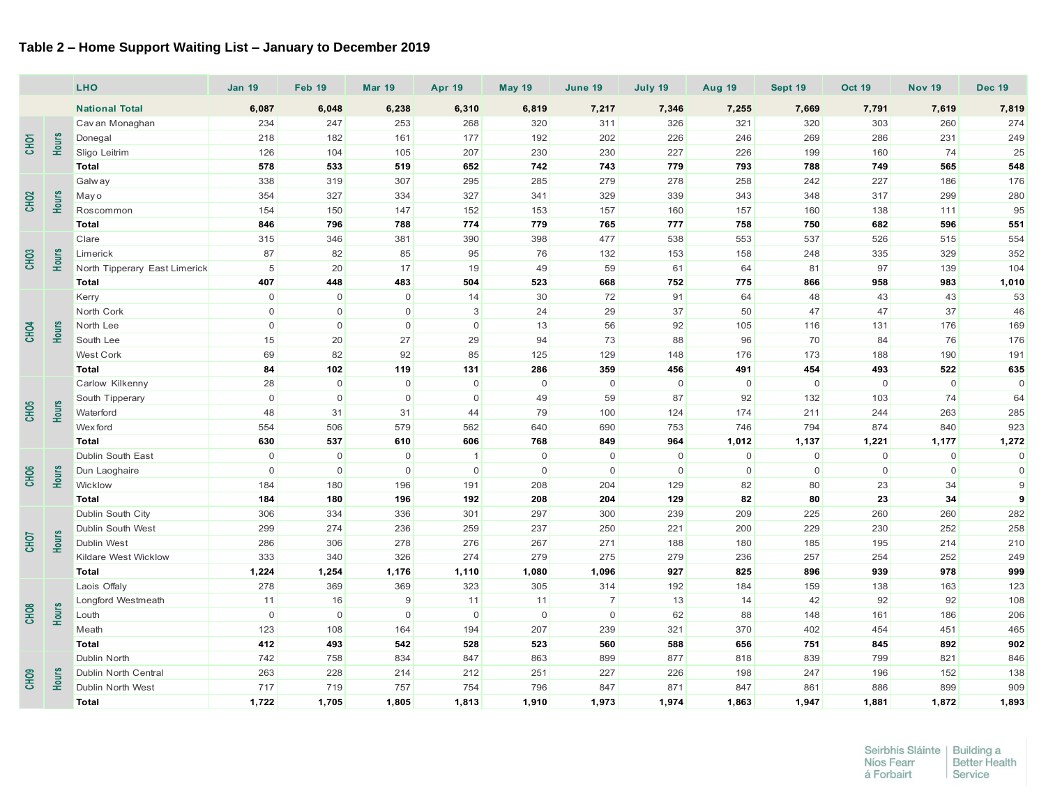### Table 2 – Home Support Waiting List – January to December 2019

| | | LHO | Jan 19 | Feb 19 | Mar 19 | Apr 19 | May 19 | June 19 | July 19 | Aug 19 | Sept 19 | Oct 19 | Nov 19 | Dec 19 |
|---|---|---|---|---|---|---|---|---|---|---|---|---|---|---|
| | | **National Total** | **6,087** | **6,048** | **6,238** | **6,310** | **6,819** | **7,217** | **7,346** | **7,255** | **7,669** | **7,791** | **7,619** | **7,819** |
| CHO1 | Hours | Cavan Monaghan | 234 | 247 | 253 | 268 | 320 | 311 | 326 | 321 | 320 | 303 | 260 | 274 |
| | | Donegal | 218 | 182 | 161 | 177 | 192 | 202 | 226 | 246 | 269 | 286 | 231 | 249 |
| | | Sligo Leitrim | 126 | 104 | 105 | 207 | 230 | 230 | 227 | 226 | 199 | 160 | 74 | 25 |
| | | **Total** | **578** | **533** | **519** | **652** | **742** | **743** | **779** | **793** | **788** | **749** | **565** | **548** |
| CHO2 | Hours | Galway | 338 | 319 | 307 | 295 | 285 | 279 | 278 | 258 | 242 | 227 | 186 | 176 |
| | | Mayo | 354 | 327 | 334 | 327 | 341 | 329 | 339 | 343 | 348 | 317 | 299 | 280 |
| | | Roscommon | 154 | 150 | 147 | 152 | 153 | 157 | 160 | 157 | 160 | 138 | 111 | 95 |
| | | **Total** | **846** | **796** | **788** | **774** | **779** | **765** | **777** | **758** | **750** | **682** | **596** | **551** |
| CHO3 | Hours | Clare | 315 | 346 | 381 | 390 | 398 | 477 | 538 | 553 | 537 | 526 | 515 | 554 |
| | | Limerick | 87 | 82 | 85 | 95 | 76 | 132 | 153 | 158 | 248 | 335 | 329 | 352 |
| | | North Tipperary East Limerick | 5 | 20 | 17 | 19 | 49 | 59 | 61 | 64 | 81 | 97 | 139 | 104 |
| | | **Total** | **407** | **448** | **483** | **504** | **523** | **668** | **752** | **775** | **866** | **958** | **983** | **1,010** |
| CHO4 | Hours | Kerry | 0 | 0 | 0 | 14 | 30 | 72 | 91 | 64 | 48 | 43 | 43 | 53 |
| | | North Cork | 0 | 0 | 0 | 3 | 24 | 29 | 37 | 50 | 47 | 47 | 37 | 46 |
| | | North Lee | 0 | 0 | 0 | 0 | 13 | 56 | 92 | 105 | 116 | 131 | 176 | 169 |
| | | South Lee | 15 | 20 | 27 | 29 | 94 | 73 | 88 | 96 | 70 | 84 | 76 | 176 |
| | | West Cork | 69 | 82 | 92 | 85 | 125 | 129 | 148 | 176 | 173 | 188 | 190 | 191 |
| | | **Total** | **84** | **102** | **119** | **131** | **286** | **359** | **456** | **491** | **454** | **493** | **522** | **635** |
| CHO5 | Hours | Carlow Kilkenny | 28 | 0 | 0 | 0 | 0 | 0 | 0 | 0 | 0 | 0 | 0 | 0 |
| | | South Tipperary | 0 | 0 | 0 | 0 | 49 | 59 | 87 | 92 | 132 | 103 | 74 | 64 |
| | | Waterford | 48 | 31 | 31 | 44 | 79 | 100 | 124 | 174 | 211 | 244 | 263 | 285 |
| | | Wexford | 554 | 506 | 579 | 562 | 640 | 690 | 753 | 746 | 794 | 874 | 840 | 923 |
| | | **Total** | **630** | **537** | **610** | **606** | **768** | **849** | **964** | **1,012** | **1,137** | **1,221** | **1,177** | **1,272** |
| CHO6 | Hours | Dublin South East | 0 | 0 | 0 | 1 | 0 | 0 | 0 | 0 | 0 | 0 | 0 | 0 |
| | | Dun Laoghaire | 0 | 0 | 0 | 0 | 0 | 0 | 0 | 0 | 0 | 0 | 0 | 0 |
| | | Wicklow | 184 | 180 | 196 | 191 | 208 | 204 | 129 | 82 | 80 | 23 | 34 | 9 |
| | | **Total** | **184** | **180** | **196** | **192** | **208** | **204** | **129** | **82** | **80** | **23** | **34** | **9** |
| CHO7 | Hours | Dublin South City | 306 | 334 | 336 | 301 | 297 | 300 | 239 | 209 | 225 | 260 | 260 | 282 |
| | | Dublin South West | 299 | 274 | 236 | 259 | 237 | 250 | 221 | 200 | 229 | 230 | 252 | 258 |
| | | Dublin West | 286 | 306 | 278 | 276 | 267 | 271 | 188 | 180 | 185 | 195 | 214 | 210 |
| | | Kildare West Wicklow | 333 | 340 | 326 | 274 | 279 | 275 | 279 | 236 | 257 | 254 | 252 | 249 |
| | | **Total** | **1,224** | **1,254** | **1,176** | **1,110** | **1,080** | **1,096** | **927** | **825** | **896** | **939** | **978** | **999** |
| CHO8 | Hours | Laois Offaly | 278 | 369 | 369 | 323 | 305 | 314 | 192 | 184 | 159 | 138 | 163 | 123 |
| | | Longford Westmeath | 11 | 16 | 9 | 11 | 11 | 7 | 13 | 14 | 42 | 92 | 92 | 108 |
| | | Louth | 0 | 0 | 0 | 0 | 0 | 0 | 62 | 88 | 148 | 161 | 186 | 206 |
| | | Meath | 123 | 108 | 164 | 194 | 207 | 239 | 321 | 370 | 402 | 454 | 451 | 465 |
| | | **Total** | **412** | **493** | **542** | **528** | **523** | **560** | **588** | **656** | **751** | **845** | **892** | **902** |
| CHO9 | Hours | Dublin North | 742 | 758 | 834 | 847 | 863 | 899 | 877 | 818 | 839 | 799 | 821 | 846 |
| | | Dublin North Central | 263 | 228 | 214 | 212 | 251 | 227 | 226 | 198 | 247 | 196 | 152 | 138 |
| | | Dublin North West | 717 | 719 | 757 | 754 | 796 | 847 | 871 | 847 | 861 | 886 | 899 | 909 |
| | | **Total** | **1,722** | **1,705** | **1,805** | **1,813** | **1,910** | **1,973** | **1,974** | **1,863** | **1,947** | **1,881** | **1,872** | **1,893** |

Seirbhís Sláinte Níos Fearr á Forbairt | Building a Better Health Service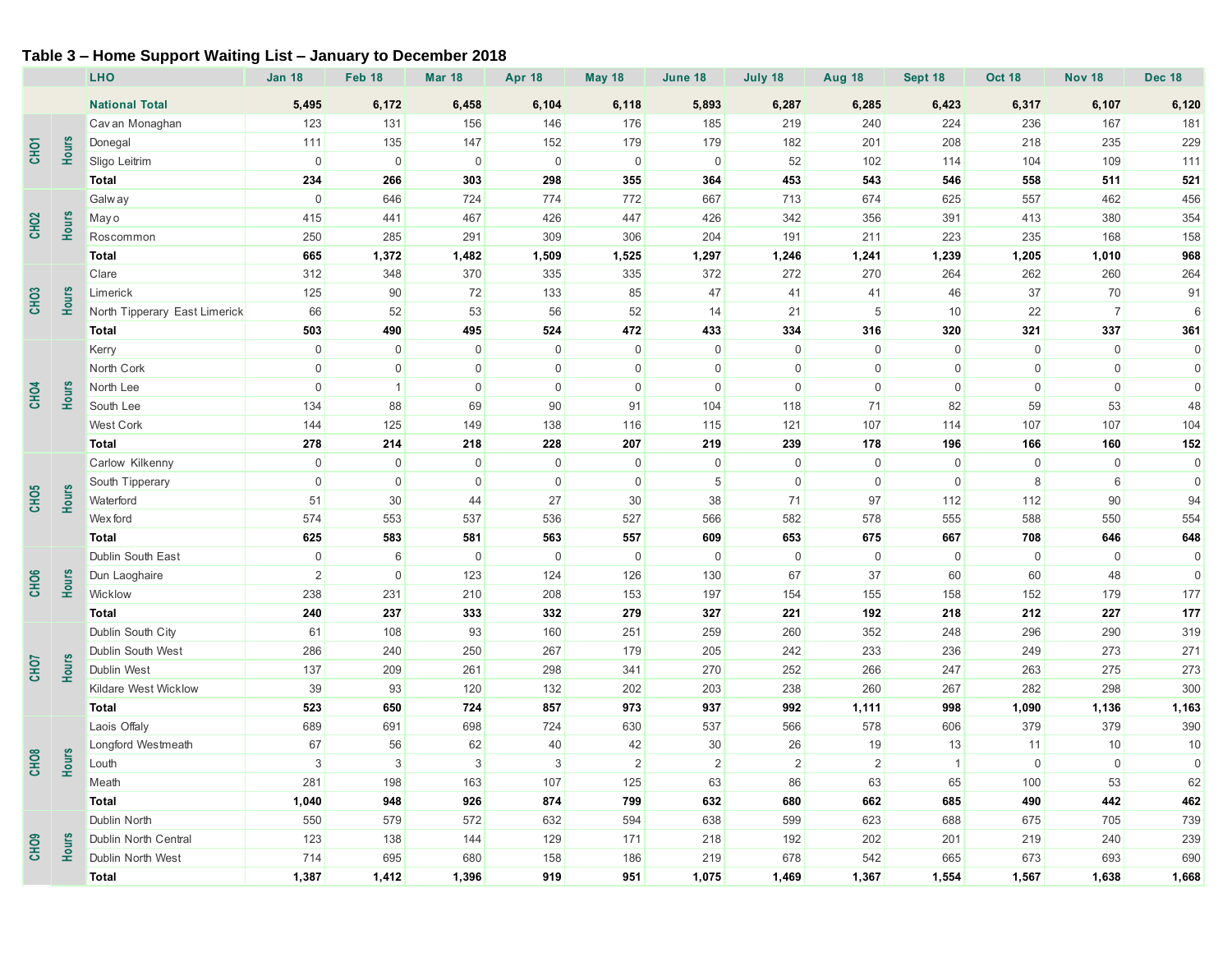**Table 3 – Home Support Waiting List – January to December 2018**

| | | LHO | Jan 18 | Feb 18 | Mar 18 | Apr 18 | May 18 | June 18 | July 18 | Aug 18 | Sept 18 | Oct 18 | Nov 18 | Dec 18 |
|---|---|---|---|---|---|---|---|---|---|---|---|---|---|---|
| | | **National Total** | **5,495** | **6,172** | **6,458** | **6,104** | **6,118** | **5,893** | **6,287** | **6,285** | **6,423** | **6,317** | **6,107** | **6,120** |
| CHO1 | Hours | Cavan Monaghan | 123 | 131 | 156 | 146 | 176 | 185 | 219 | 240 | 224 | 236 | 167 | 181 |
| | | Donegal | 111 | 135 | 147 | 152 | 179 | 179 | 182 | 201 | 208 | 218 | 235 | 229 |
| | | Sligo Leitrim | 0 | 0 | 0 | 0 | 0 | 0 | 52 | 102 | 114 | 104 | 109 | 111 |
| | | **Total** | **234** | **266** | **303** | **298** | **355** | **364** | **453** | **543** | **546** | **558** | **511** | **521** |
| CHO2 | Hours | Galway | 0 | 646 | 724 | 774 | 772 | 667 | 713 | 674 | 625 | 557 | 462 | 456 |
| | | Mayo | 415 | 441 | 467 | 426 | 447 | 426 | 342 | 356 | 391 | 413 | 380 | 354 |
| | | Roscommon | 250 | 285 | 291 | 309 | 306 | 204 | 191 | 211 | 223 | 235 | 168 | 158 |
| | | **Total** | **665** | **1,372** | **1,482** | **1,509** | **1,525** | **1,297** | **1,246** | **1,241** | **1,239** | **1,205** | **1,010** | **968** |
| CHO3 | Hours | Clare | 312 | 348 | 370 | 335 | 335 | 372 | 272 | 270 | 264 | 262 | 260 | 264 |
| | | Limerick | 125 | 90 | 72 | 133 | 85 | 47 | 41 | 41 | 46 | 37 | 70 | 91 |
| | | North Tipperary East Limerick | 66 | 52 | 53 | 56 | 52 | 14 | 21 | 5 | 10 | 22 | 7 | 6 |
| | | **Total** | **503** | **490** | **495** | **524** | **472** | **433** | **334** | **316** | **320** | **321** | **337** | **361** |
| CHO4 | Hours | Kerry | 0 | 0 | 0 | 0 | 0 | 0 | 0 | 0 | 0 | 0 | 0 | 0 |
| | | North Cork | 0 | 0 | 0 | 0 | 0 | 0 | 0 | 0 | 0 | 0 | 0 | 0 |
| | | North Lee | 0 | 1 | 0 | 0 | 0 | 0 | 0 | 0 | 0 | 0 | 0 | 0 |
| | | South Lee | 134 | 88 | 69 | 90 | 91 | 104 | 118 | 71 | 82 | 59 | 53 | 48 |
| | | West Cork | 144 | 125 | 149 | 138 | 116 | 115 | 121 | 107 | 114 | 107 | 107 | 104 |
| | | **Total** | **278** | **214** | **218** | **228** | **207** | **219** | **239** | **178** | **196** | **166** | **160** | **152** |
| CHO5 | Hours | Carlow Kilkenny | 0 | 0 | 0 | 0 | 0 | 0 | 0 | 0 | 0 | 0 | 0 | 0 |
| | | South Tipperary | 0 | 0 | 0 | 0 | 0 | 5 | 0 | 0 | 0 | 8 | 6 | 0 |
| | | Waterford | 51 | 30 | 44 | 27 | 30 | 38 | 71 | 97 | 112 | 112 | 90 | 94 |
| | | Wexford | 574 | 553 | 537 | 536 | 527 | 566 | 582 | 578 | 555 | 588 | 550 | 554 |
| | | **Total** | **625** | **583** | **581** | **563** | **557** | **609** | **653** | **675** | **667** | **708** | **646** | **648** |
| CHO6 | Hours | Dublin South East | 0 | 6 | 0 | 0 | 0 | 0 | 0 | 0 | 0 | 0 | 0 | 0 |
| | | Dun Laoghaire | 2 | 0 | 123 | 124 | 126 | 130 | 67 | 37 | 60 | 60 | 48 | 0 |
| | | Wicklow | 238 | 231 | 210 | 208 | 153 | 197 | 154 | 155 | 158 | 152 | 179 | 177 |
| | | **Total** | **240** | **237** | **333** | **332** | **279** | **327** | **221** | **192** | **218** | **212** | **227** | **177** |
| CHO7 | Hours | Dublin South City | 61 | 108 | 93 | 160 | 251 | 259 | 260 | 352 | 248 | 296 | 290 | 319 |
| | | Dublin South West | 286 | 240 | 250 | 267 | 179 | 205 | 242 | 233 | 236 | 249 | 273 | 271 |
| | | Dublin West | 137 | 209 | 261 | 298 | 341 | 270 | 252 | 266 | 247 | 263 | 275 | 273 |
| | | Kildare West Wicklow | 39 | 93 | 120 | 132 | 202 | 203 | 238 | 260 | 267 | 282 | 298 | 300 |
| | | **Total** | **523** | **650** | **724** | **857** | **973** | **937** | **992** | **1,111** | **998** | **1,090** | **1,136** | **1,163** |
| CHO8 | Hours | Laois Offaly | 689 | 691 | 698 | 724 | 630 | 537 | 566 | 578 | 606 | 379 | 379 | 390 |
| | | Longford Westmeath | 67 | 56 | 62 | 40 | 42 | 30 | 26 | 19 | 13 | 11 | 10 | 10 |
| | | Louth | 3 | 3 | 3 | 3 | 2 | 2 | 2 | 2 | 1 | 0 | 0 | 0 |
| | | Meath | 281 | 198 | 163 | 107 | 125 | 63 | 86 | 63 | 65 | 100 | 53 | 62 |
| | | **Total** | **1,040** | **948** | **926** | **874** | **799** | **632** | **680** | **662** | **685** | **490** | **442** | **462** |
| CHO9 | Hours | Dublin North | 550 | 579 | 572 | 632 | 594 | 638 | 599 | 623 | 688 | 675 | 705 | 739 |
| | | Dublin North Central | 123 | 138 | 144 | 129 | 171 | 218 | 192 | 202 | 201 | 219 | 240 | 239 |
| | | Dublin North West | 714 | 695 | 680 | 158 | 186 | 219 | 678 | 542 | 665 | 673 | 693 | 690 |
| | | **Total** | **1,387** | **1,412** | **1,396** | **919** | **951** | **1,075** | **1,469** | **1,367** | **1,554** | **1,567** | **1,638** | **1,668** |